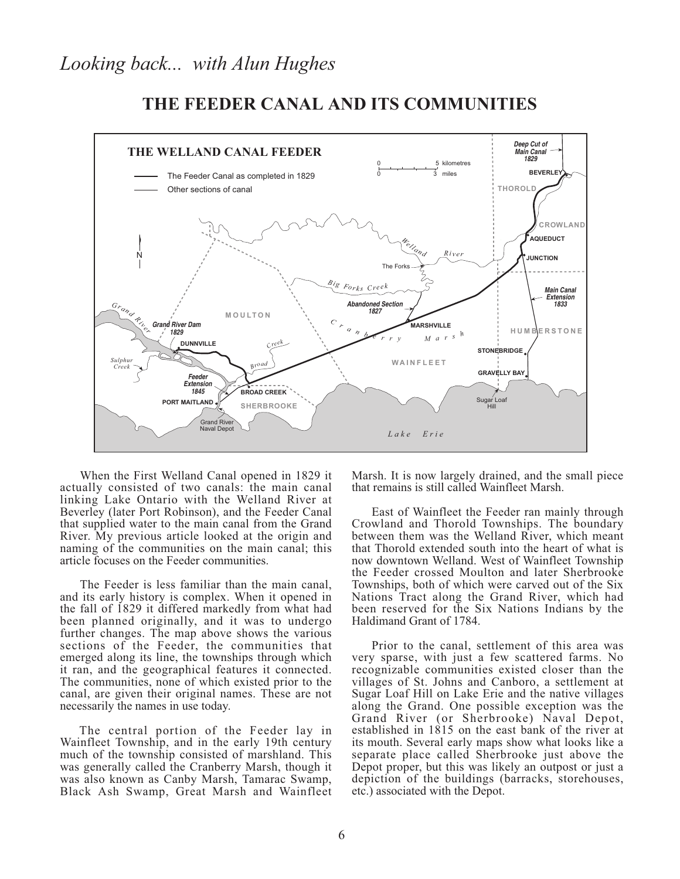# Looking back... with Alun Hughes

## THE FEEDER CANAL AND ITS COMMUNITIES

When the First Welland Canal opened in 1829 it actually consisted of two canals: the main canal linking Lake Ontario with the Welland River at Beverley (later Port Robinson), and the Feeder Canal that supplied water to the main canal from the Grand River. My previous article looked at the origin and naming of the communities on the main canal; this article focuses on the Feeder communities.

The Feeder is less familiar than the main canal, and its early history is complex. When it opened in the fall of 1829 it differed markedly from what had been planned originally, and it was to undergo further changes. The map above shows the various sections of the Feeder, the communities that emerged along its line, the townships through which it ran, and the geographical features it connected. The communities, none of which existed prior to the canal, are given their original names. These are not necessarily the names in use today.

The central portion of the Feeder lay in Wainfleet Township, and in the early 19th century much of the township consisted of marshland. This was generally called the Cranberry Marsh, though it was also known as Canby Marsh, Tamarac Swamp, Black Ash Swamp, Great Marsh and Wainfleet Marsh. It is now largely drained, and the small piece that remains is still called Wainfleet Marsh.

East of Wainfleet the Feeder ran mainly through Crowland and Thorold Townships. The boundary between them was the Welland River, which meant that Thorold extended south into the heart of what is now downtown Welland. West of Wainfleet Township the Feeder crossed Moulton and later Sherbrooke Townships, both of which were carved out of the Six Nations Tract along the Grand River, which had been reserved for the Six Nations Indians by the Haldimand Grant of 1784.

Prior to the canal, settlement of this area was very sparse, with just a few scattered farms. No recognizable communities existed closer than the villages of St. Johns and Canboro, a settlement at Sugar Loaf Hill on Lake Erie and the native villages along the Grand. One possible exception was the Grand River (or Sherbrooke) Naval Depot, established in 1815 on the east bank of the river at its mouth. Several early maps show what looks like a separate place called Sherbrooke just above the Depot proper, but this was likely an outpost or just a depiction of the buildings (barracks, storehouses, etc.) associated with the Depot.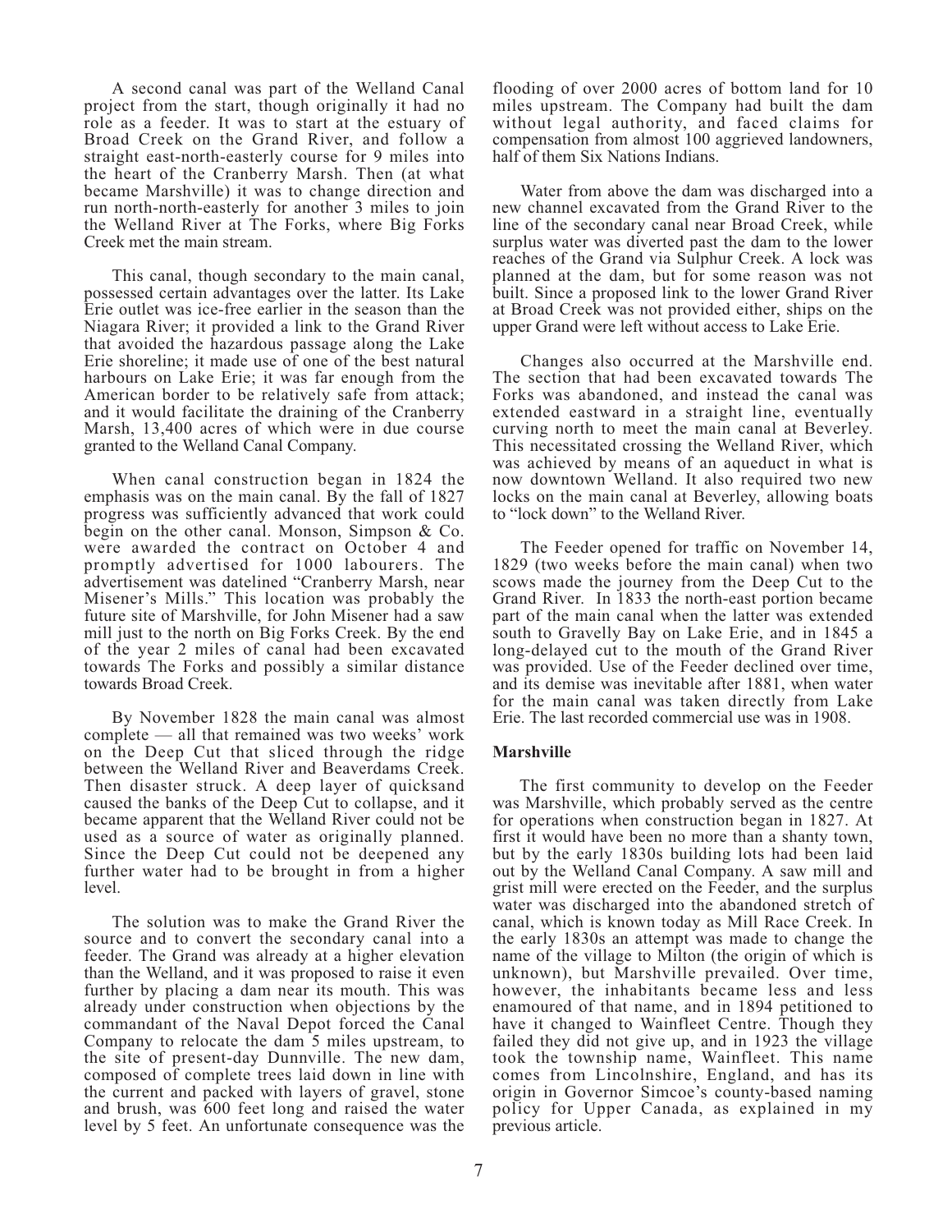A second canal was part of the Welland Canal project from the start, though originally it had no role as a feeder. It was to start at the estuary of Broad Creek on the Grand River, and follow a straight east-north-easterly course for 9 miles into the heart of the Cranberry Marsh. Then (at what became Marshville) it was to change direction and run north-north-easterly for another 3 miles to join the Welland River at The Forks, where Big Forks Creek met the main stream.

This canal, though secondary to the main canal, possessed certain advantages over the latter. Its Lake Erie outlet was ice-free earlier in the season than the Niagara River; it provided a link to the Grand River that avoided the hazardous passage along the Lake Erie shoreline; it made use of one of the best natural harbours on Lake Erie; it was far enough from the American border to be relatively safe from attack; and it would facilitate the draining of the Cranberry Marsh, 13,400 acres of which were in due course granted to the Welland Canal Company.

When canal construction began in 1824 the emphasis was on the main canal. By the fall of 1827 progress was sufficiently advanced that work could begin on the other canal. Monson, Simpson & Co. were awarded the contract on October 4 and promptly advertised for 1000 labourers. The advertisement was datelined "Cranberry Marsh, near Misener's Mills." This location was probably the future site of Marshville, for John Misener had a saw mill just to the north on Big Forks Creek. By the end of the year 2 miles of canal had been excavated towards The Forks and possibly a similar distance towards Broad Creek.

By November 1828 the main canal was almost complete — all that remained was two weeks' work on the Deep Cut that sliced through the ridge between the Welland River and Beaverdams Creek. Then disaster struck. A deep layer of quicksand caused the banks of the Deep Cut to collapse, and it became apparent that the Welland River could not be used as a source of water as originally planned. Since the Deep Cut could not be deepened any further water had to be brought in from a higher level.

The solution was to make the Grand River the source and to convert the secondary canal into a feeder. The Grand was already at a higher elevation than the Welland, and it was proposed to raise it even further by placing a dam near its mouth. This was already under construction when objections by the commandant of the Naval Depot forced the Canal Company to relocate the dam 5 miles upstream, to the site of present-day Dunnville. The new dam, composed of complete trees laid down in line with the current and packed with layers of gravel, stone and brush, was 600 feet long and raised the water level by 5 feet. An unfortunate consequence was the flooding of over 2000 acres of bottom land for 10 miles upstream. The Company had built the dam without legal authority, and faced claims for compensation from almost 100 aggrieved landowners, half of them Six Nations Indians.

Water from above the dam was discharged into a new channel excavated from the Grand River to the line of the secondary canal near Broad Creek, while surplus water was diverted past the dam to the lower reaches of the Grand via Sulphur Creek. A lock was planned at the dam, but for some reason was not built. Since a proposed link to the lower Grand River at Broad Creek was not provided either, ships on the upper Grand were left without access to Lake Erie.

Changes also occurred at the Marshville end. The section that had been excavated towards The Forks was abandoned, and instead the canal was extended eastward in a straight line, eventually curving north to meet the main canal at Beverley. This necessitated crossing the Welland River, which was achieved by means of an aqueduct in what is now downtown Welland. It also required two new locks on the main canal at Beverley, allowing boats to "lock down" to the Welland River.

The Feeder opened for traffic on November 14, 1829 (two weeks before the main canal) when two scows made the journey from the Deep Cut to the Grand River. In 1833 the north-east portion became part of the main canal when the latter was extended south to Gravelly Bay on Lake Erie, and in 1845 a long-delayed cut to the mouth of the Grand River was provided. Use of the Feeder declined over time, and its demise was inevitable after 1881, when water for the main canal was taken directly from Lake Erie. The last recorded commercial use was in 1908.

**Marshville**

The first community to develop on the Feeder was Marshville, which probably served as the centre for operations when construction began in 1827. At first it would have been no more than a shanty town, but by the early 1830s building lots had been laid out by the Welland Canal Company. A saw mill and grist mill were erected on the Feeder, and the surplus water was discharged into the abandoned stretch of canal, which is known today as Mill Race Creek. In the early 1830s an attempt was made to change the name of the village to Milton (the origin of which is unknown), but Marshville prevailed. Over time, however, the inhabitants became less and less enamoured of that name, and in 1894 petitioned to have it changed to Wainfleet Centre. Though they failed they did not give up, and in 1923 the village took the township name, Wainfleet. This name comes from Lincolnshire, England, and has its origin in Governor Simcoe's county-based naming policy for Upper Canada, as explained in my previous article.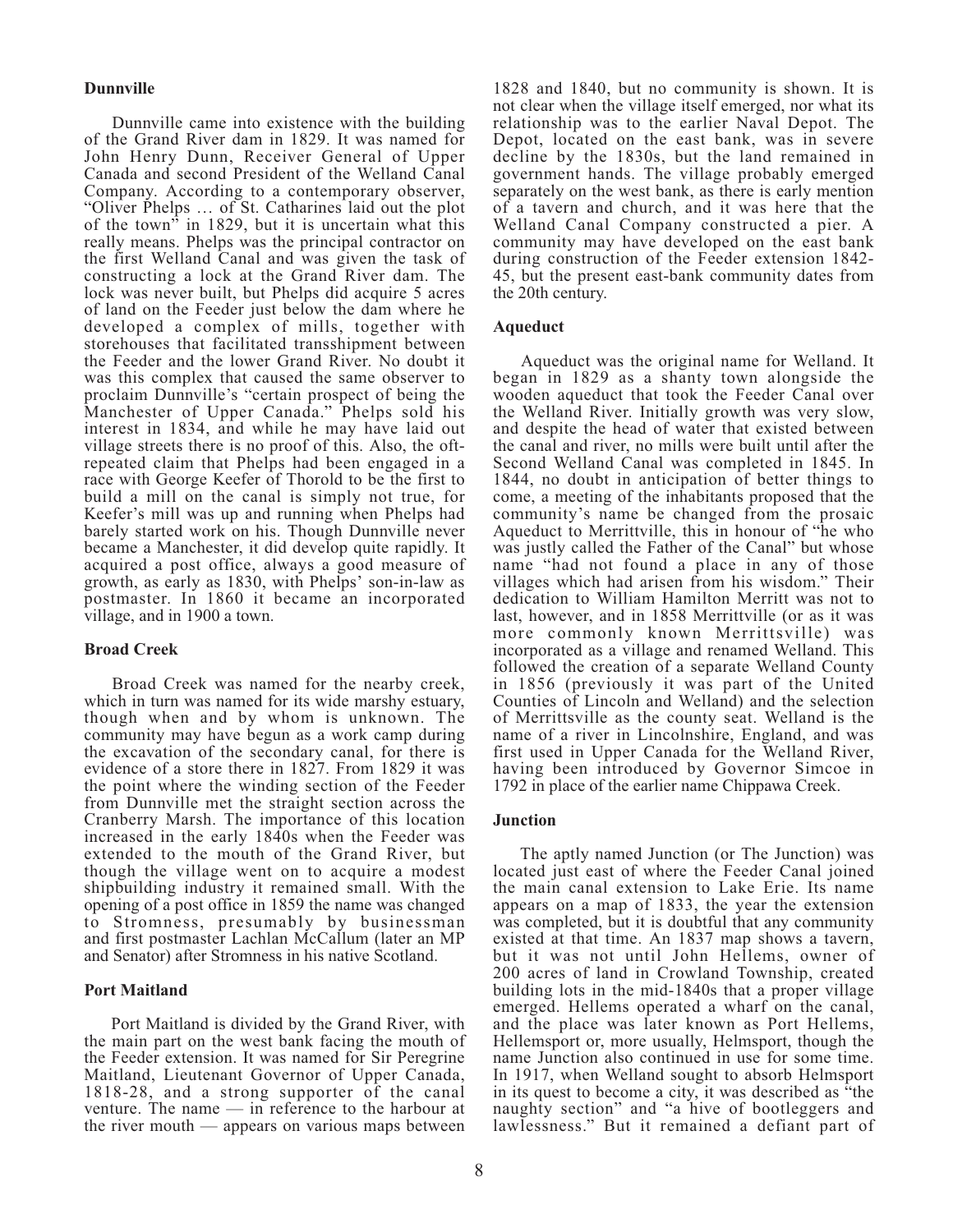### Dunnville

Dunnville came into existence with the building of the Grand River dam in 1829. It was named for John Henry Dunn, Receiver General of Upper Canada and second President of the Welland Canal Company. According to a contemporary observer, "Oliver Phelps … of St. Catharines laid out the plot of the town" in 1829, but it is uncertain what this really means. Phelps was the principal contractor on the first Welland Canal and was given the task of constructing a lock at the Grand River dam. The lock was never built, but Phelps did acquire 5 acres of land on the Feeder just below the dam where he developed a complex of mills, together with storehouses that facilitated transshipment between the Feeder and the lower Grand River. No doubt it was this complex that caused the same observer to proclaim Dunnville's "certain prospect of being the Manchester of Upper Canada." Phelps sold his interest in 1834, and while he may have laid out village streets there is no proof of this. Also, the oft-repeated claim that Phelps had been engaged in a race with George Keefer of Thorold to be the first to build a mill on the canal is simply not true, for Keefer's mill was up and running when Phelps had barely started work on his. Though Dunnville never became a Manchester, it did develop quite rapidly. It acquired a post office, always a good measure of growth, as early as 1830, with Phelps' son-in-law as postmaster. In 1860 it became an incorporated village, and in 1900 a town.

### Broad Creek

Broad Creek was named for the nearby creek, which in turn was named for its wide marshy estuary, though when and by whom is unknown. The community may have begun as a work camp during the excavation of the secondary canal, for there is evidence of a store there in 1827. From 1829 it was the point where the winding section of the Feeder from Dunnville met the straight section across the Cranberry Marsh. The importance of this location increased in the early 1840s when the Feeder was extended to the mouth of the Grand River, but though the village went on to acquire a modest shipbuilding industry it remained small. With the opening of a post office in 1859 the name was changed to Stromness, presumably by businessman and first postmaster Lachlan McCallum (later an MP and Senator) after Stromness in his native Scotland.

### Port Maitland

Port Maitland is divided by the Grand River, with the main part on the west bank facing the mouth of the Feeder extension. It was named for Sir Peregrine Maitland, Lieutenant Governor of Upper Canada, 1818-28, and a strong supporter of the canal venture. The name — in reference to the harbour at the river mouth — appears on various maps between 1828 and 1840, but no community is shown. It is not clear when the village itself emerged, nor what its relationship was to the earlier Naval Depot. The Depot, located on the east bank, was in severe decline by the 1830s, but the land remained in government hands. The village probably emerged separately on the west bank, as there is early mention of a tavern and church, and it was here that the Welland Canal Company constructed a pier. A community may have developed on the east bank during construction of the Feeder extension 1842-45, but the present east-bank community dates from the 20th century.

### Aqueduct

Aqueduct was the original name for Welland. It began in 1829 as a shanty town alongside the wooden aqueduct that took the Feeder Canal over the Welland River. Initially growth was very slow, and despite the head of water that existed between the canal and river, no mills were built until after the Second Welland Canal was completed in 1845. In 1844, no doubt in anticipation of better things to come, a meeting of the inhabitants proposed that the community's name be changed from the prosaic Aqueduct to Merrittville, this in honour of "he who was justly called the Father of the Canal" but whose name "had not found a place in any of those villages which had arisen from his wisdom." Their dedication to William Hamilton Merritt was not to last, however, and in 1858 Merrittville (or as it was more commonly known Merrittsville) was incorporated as a village and renamed Welland. This followed the creation of a separate Welland County in 1856 (previously it was part of the United Counties of Lincoln and Welland) and the selection of Merrittsville as the county seat. Welland is the name of a river in Lincolnshire, England, and was first used in Upper Canada for the Welland River, having been introduced by Governor Simcoe in 1792 in place of the earlier name Chippawa Creek.

### Junction

The aptly named Junction (or The Junction) was located just east of where the Feeder Canal joined the main canal extension to Lake Erie. Its name appears on a map of 1833, the year the extension was completed, but it is doubtful that any community existed at that time. An 1837 map shows a tavern, but it was not until John Hellems, owner of 200 acres of land in Crowland Township, created building lots in the mid-1840s that a proper village emerged. Hellems operated a wharf on the canal, and the place was later known as Port Hellems, Hellemsport or, more usually, Helmsport, though the name Junction also continued in use for some time. In 1917, when Welland sought to absorb Helmsport in its quest to become a city, it was described as "the naughty section" and "a hive of bootleggers and lawlessness." But it remained a defiant part of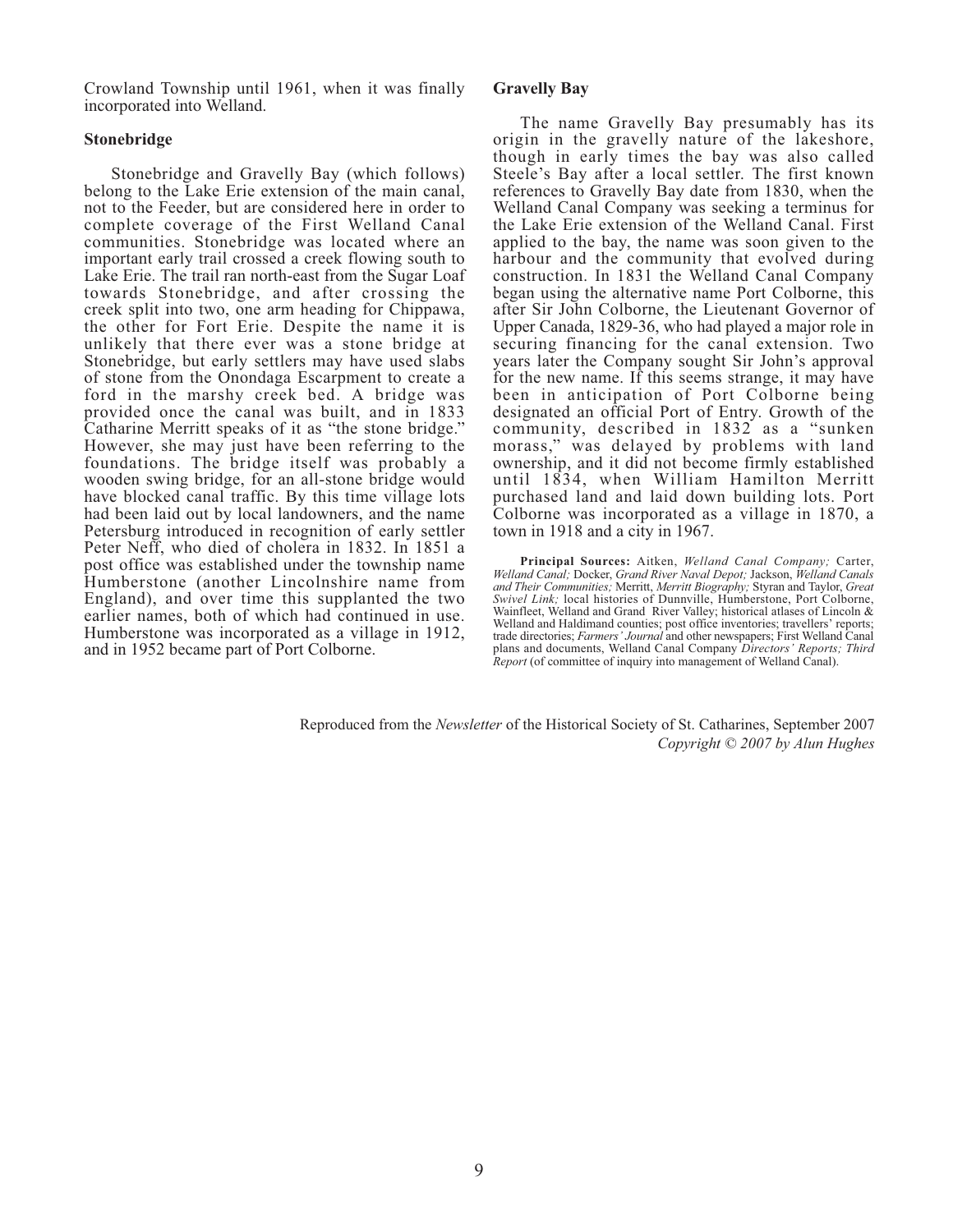Crowland Township until 1961, when it was finally incorporated into Welland.

**Stonebridge**

Stonebridge and Gravelly Bay (which follows) belong to the Lake Erie extension of the main canal, not to the Feeder, but are considered here in order to complete coverage of the First Welland Canal communities. Stonebridge was located where an important early trail crossed a creek flowing south to Lake Erie. The trail ran north-east from the Sugar Loaf towards Stonebridge, and after crossing the creek split into two, one arm heading for Chippawa, the other for Fort Erie. Despite the name it is unlikely that there ever was a stone bridge at Stonebridge, but early settlers may have used slabs of stone from the Onondaga Escarpment to create a ford in the marshy creek bed. A bridge was provided once the canal was built, and in 1833 Catharine Merritt speaks of it as "the stone bridge." However, she may just have been referring to the foundations. The bridge itself was probably a wooden swing bridge, for an all-stone bridge would have blocked canal traffic. By this time village lots had been laid out by local landowners, and the name Petersburg introduced in recognition of early settler Peter Neff, who died of cholera in 1832. In 1851 a post office was established under the township name Humberstone (another Lincolnshire name from England), and over time this supplanted the two earlier names, both of which had continued in use. Humberstone was incorporated as a village in 1912, and in 1952 became part of Port Colborne.

**Gravelly Bay**

The name Gravelly Bay presumably has its origin in the gravelly nature of the lakeshore, though in early times the bay was also called Steele's Bay after a local settler. The first known references to Gravelly Bay date from 1830, when the Welland Canal Company was seeking a terminus for the Lake Erie extension of the Welland Canal. First applied to the bay, the name was soon given to the harbour and the community that evolved during construction. In 1831 the Welland Canal Company began using the alternative name Port Colborne, this after Sir John Colborne, the Lieutenant Governor of Upper Canada, 1829-36, who had played a major role in securing financing for the canal extension. Two years later the Company sought Sir John's approval for the new name. If this seems strange, it may have been in anticipation of Port Colborne being designated an official Port of Entry. Growth of the community, described in 1832 as a "sunken morass," was delayed by problems with land ownership, and it did not become firmly established until 1834, when William Hamilton Merritt purchased land and laid down building lots. Port Colborne was incorporated as a village in 1870, a town in 1918 and a city in 1967.

**Principal Sources:** Aitken, *Welland Canal Company;* Carter, *Welland Canal;* Docker, *Grand River Naval Depot;* Jackson, *Welland Canals and Their Communities;* Merritt, *Merritt Biography;* Styran and Taylor, *Great Swivel Link;* local histories of Dunnville, Humberstone, Port Colborne, Wainfleet, Welland and Grand River Valley; historical atlases of Lincoln & Welland and Haldimand counties; post office inventories; travellers' reports; trade directories; *Farmers' Journal* and other newspapers; First Welland Canal plans and documents, Welland Canal Company *Directors' Reports; Third Report* (of committee of inquiry into management of Welland Canal).

Reproduced from the *Newsletter* of the Historical Society of St. Catharines, September 2007
*Copyright © 2007 by Alun Hughes*